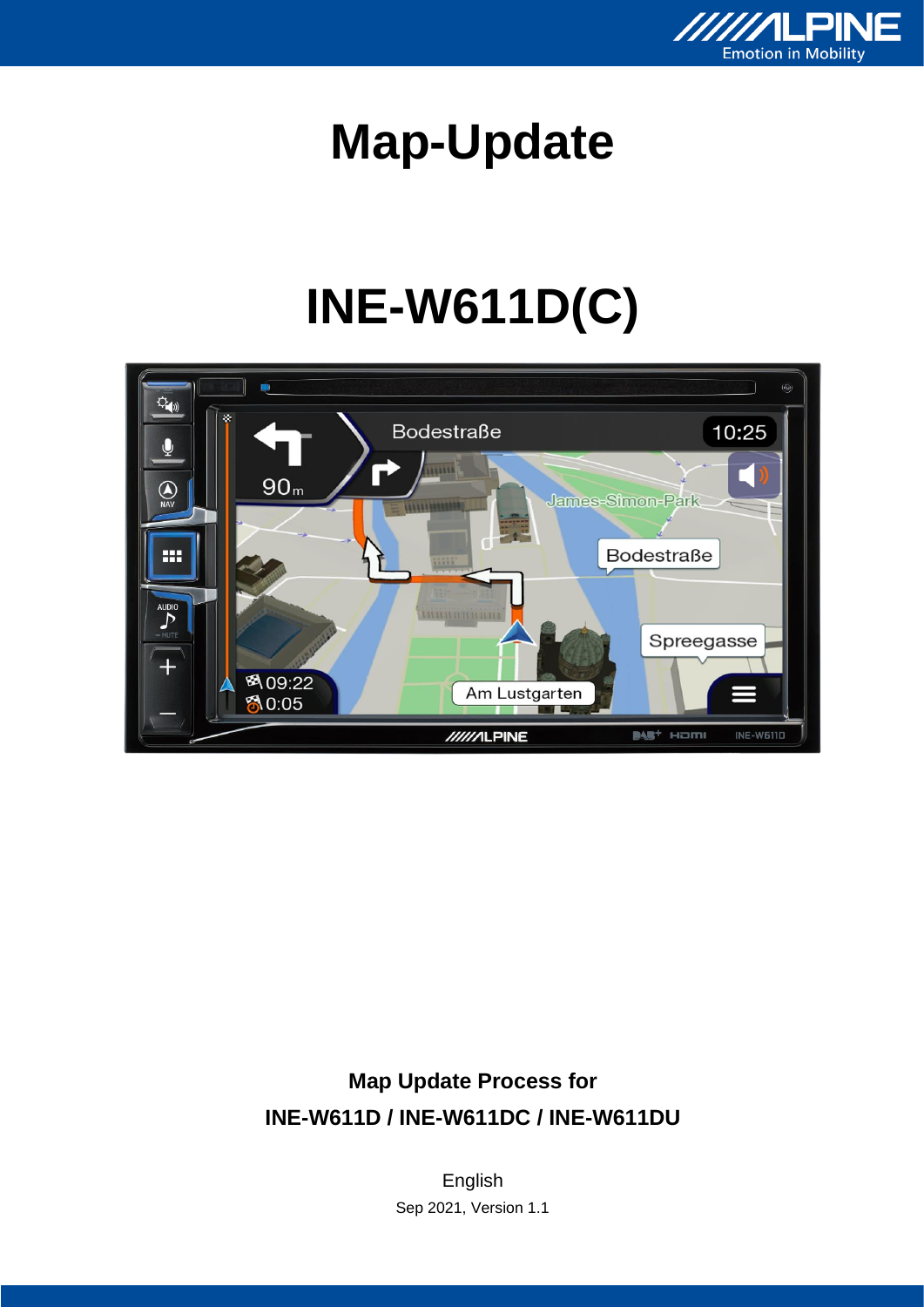# Map-Update

# INE-W611D(C)

**Map Update Process for**

**INE-W611D / INE-W611DC / INE-W611DU**

English

Sep 2021, Version 1.1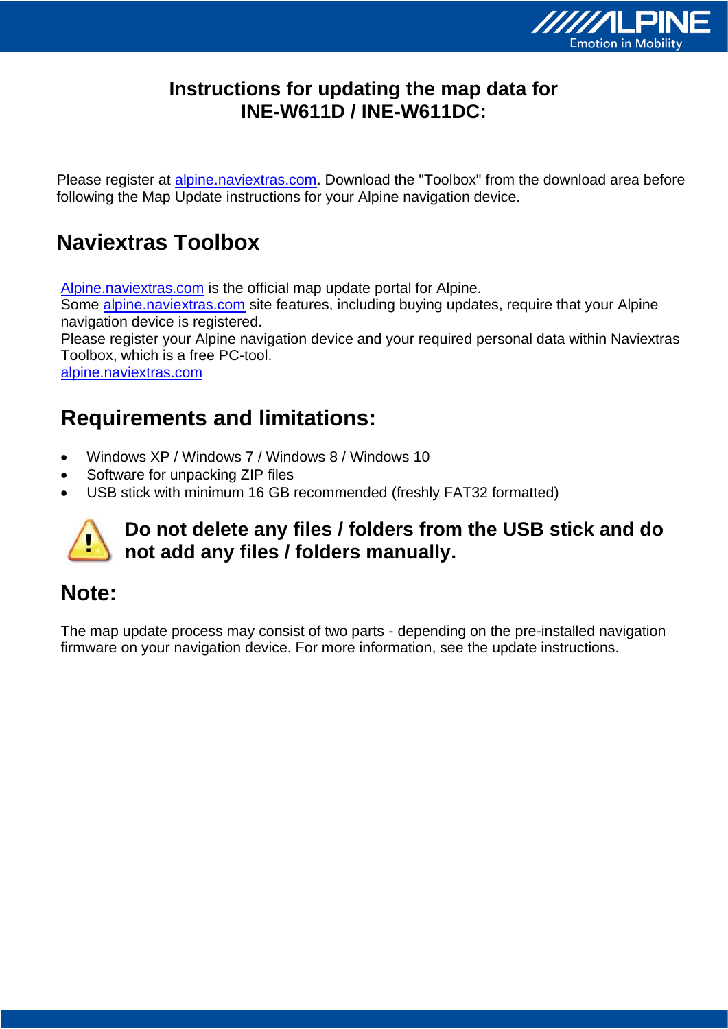# Instructions for updating the map data for INE-W611D / INE-W611DC:

Please register at alpine.naviextras.com. Download the "Toolbox" from the download area before following the Map Update instructions for your Alpine navigation device.

## Naviextras Toolbox

Alpine.naviextras.com is the official map update portal for Alpine.
Some alpine.naviextras.com site features, including buying updates, require that your Alpine navigation device is registered.
Please register your Alpine navigation device and your required personal data within Naviextras Toolbox, which is a free PC-tool.
alpine.naviextras.com

## Requirements and limitations:

- Windows XP / Windows 7 / Windows 8 / Windows 10
- Software for unpacking ZIP files
- USB stick with minimum 16 GB recommended (freshly FAT32 formatted)

**Do not delete any files / folders from the USB stick and do not add any files / folders manually.**

## Note:

The map update process may consist of two parts - depending on the pre-installed navigation firmware on your navigation device. For more information, see the update instructions.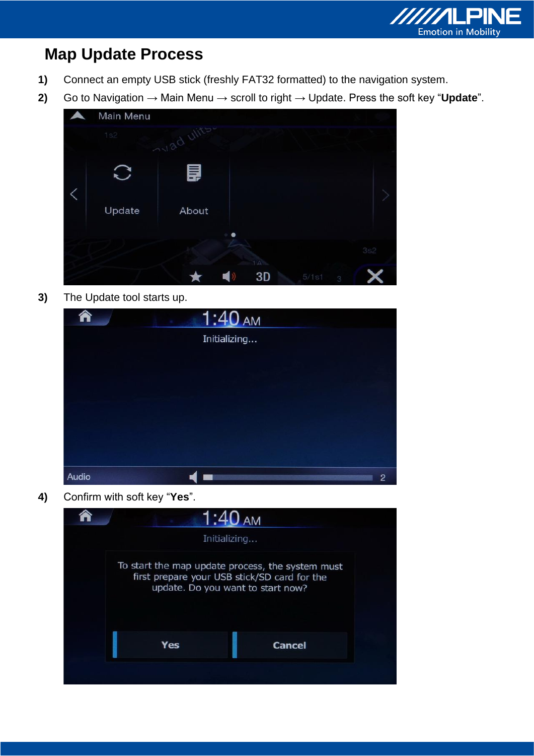# Map Update Process

**1)** Connect an empty USB stick (freshly FAT32 formatted) to the navigation system.

**2)** Go to Navigation → Main Menu → scroll to right → Update. Press the soft key “**Update**”.

**3)** The Update tool starts up.

**4)** Confirm with soft key “**Yes**”.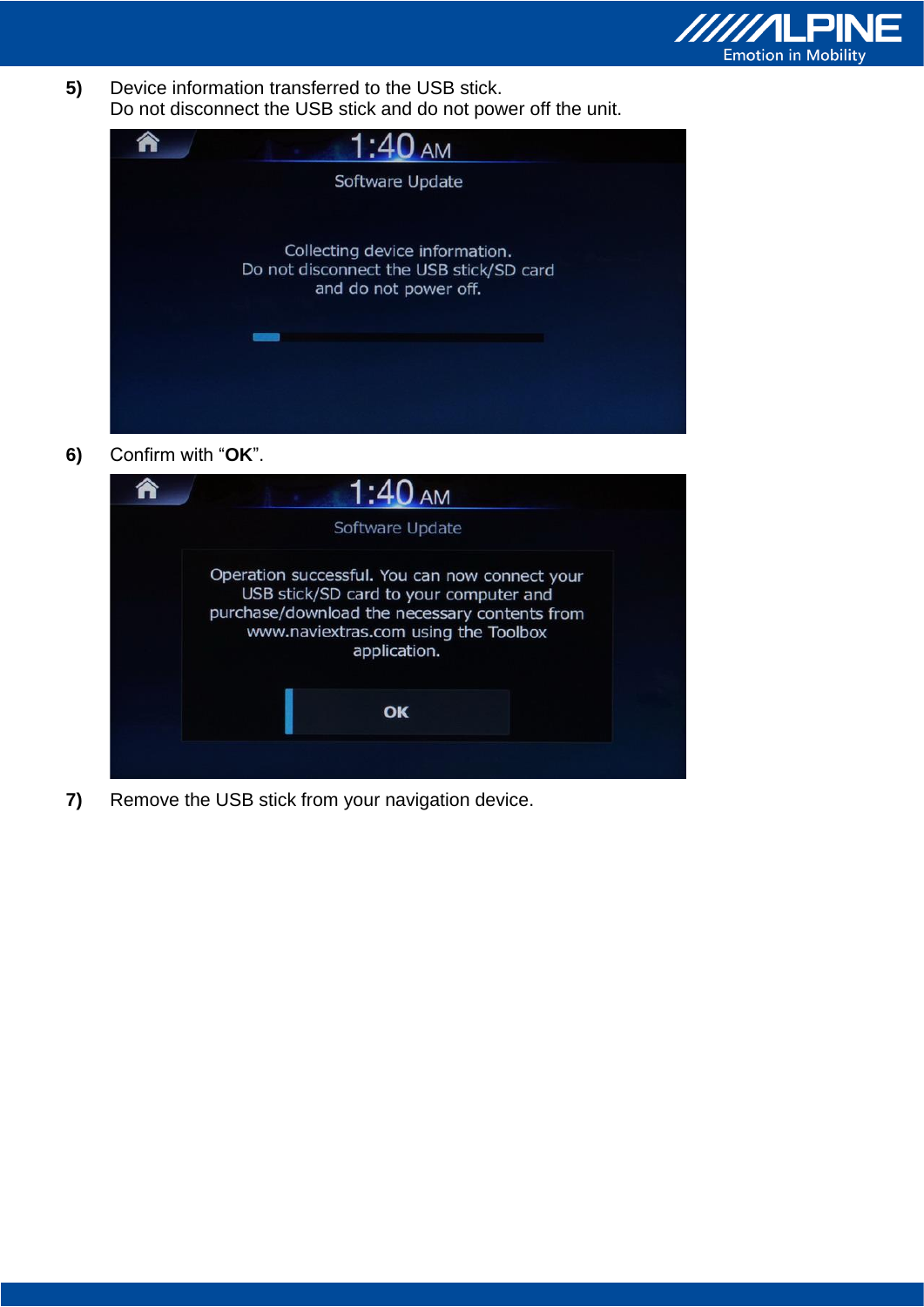**5)** Device information transferred to the USB stick.
Do not disconnect the USB stick and do not power off the unit.

**6)** Confirm with “**OK**”.

**7)** Remove the USB stick from your navigation device.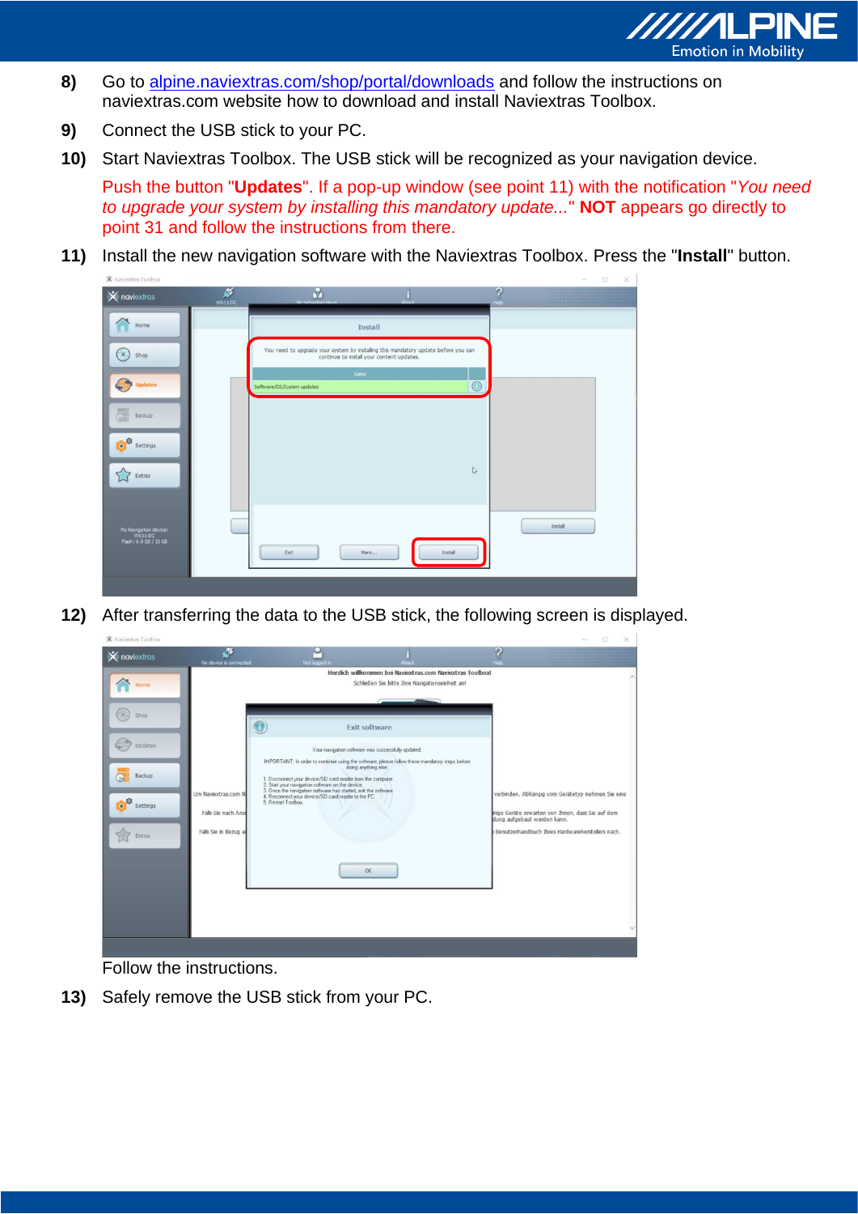8) Go to [alpine.naviextras.com/shop/portal/downloads](alpine.naviextras.com/shop/portal/downloads) and follow the instructions on naviextras.com website how to download and install Naviextras Toolbox.

9) Connect the USB stick to your PC.

10) Start Naviextras Toolbox. The USB stick will be recognized as your navigation device.

    Push the button "**Updates**". If a pop-up window (see point 11) with the notification "*You need to upgrade your system by installing this mandatory update...*" **NOT** appears go directly to point 31 and follow the instructions from there.

11) Install the new navigation software with the Naviextras Toolbox. Press the "**Install**" button.

12) After transferring the data to the USB stick, the following screen is displayed.

    Follow the instructions.

13) Safely remove the USB stick from your PC.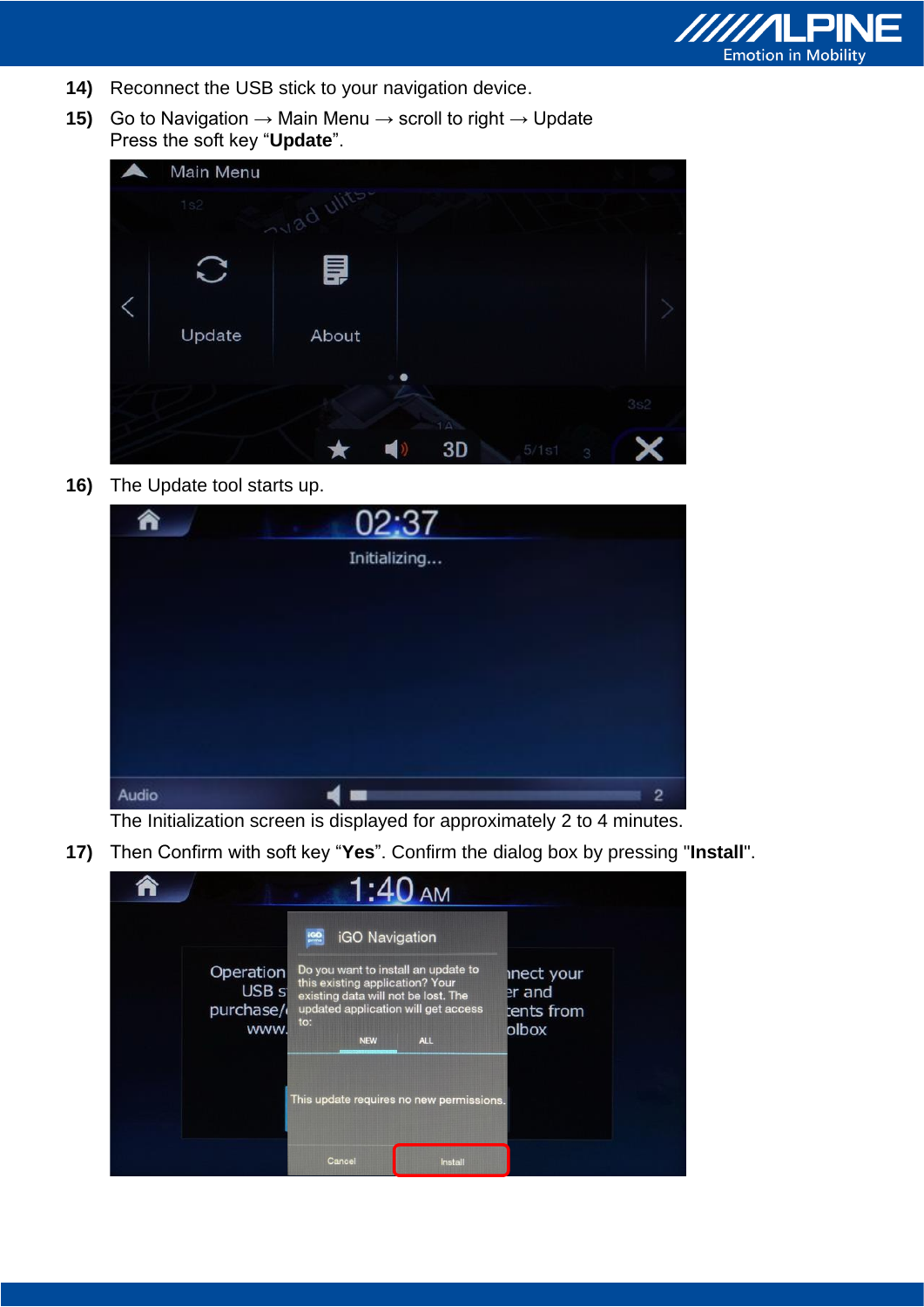**14)** Reconnect the USB stick to your navigation device.

**15)** Go to Navigation → Main Menu → scroll to right → Update
Press the soft key “**Update**”.

**16)** The Update tool starts up.

The Initialization screen is displayed for approximately 2 to 4 minutes.

**17)** Then Confirm with soft key “**Yes**”. Confirm the dialog box by pressing "**Install**".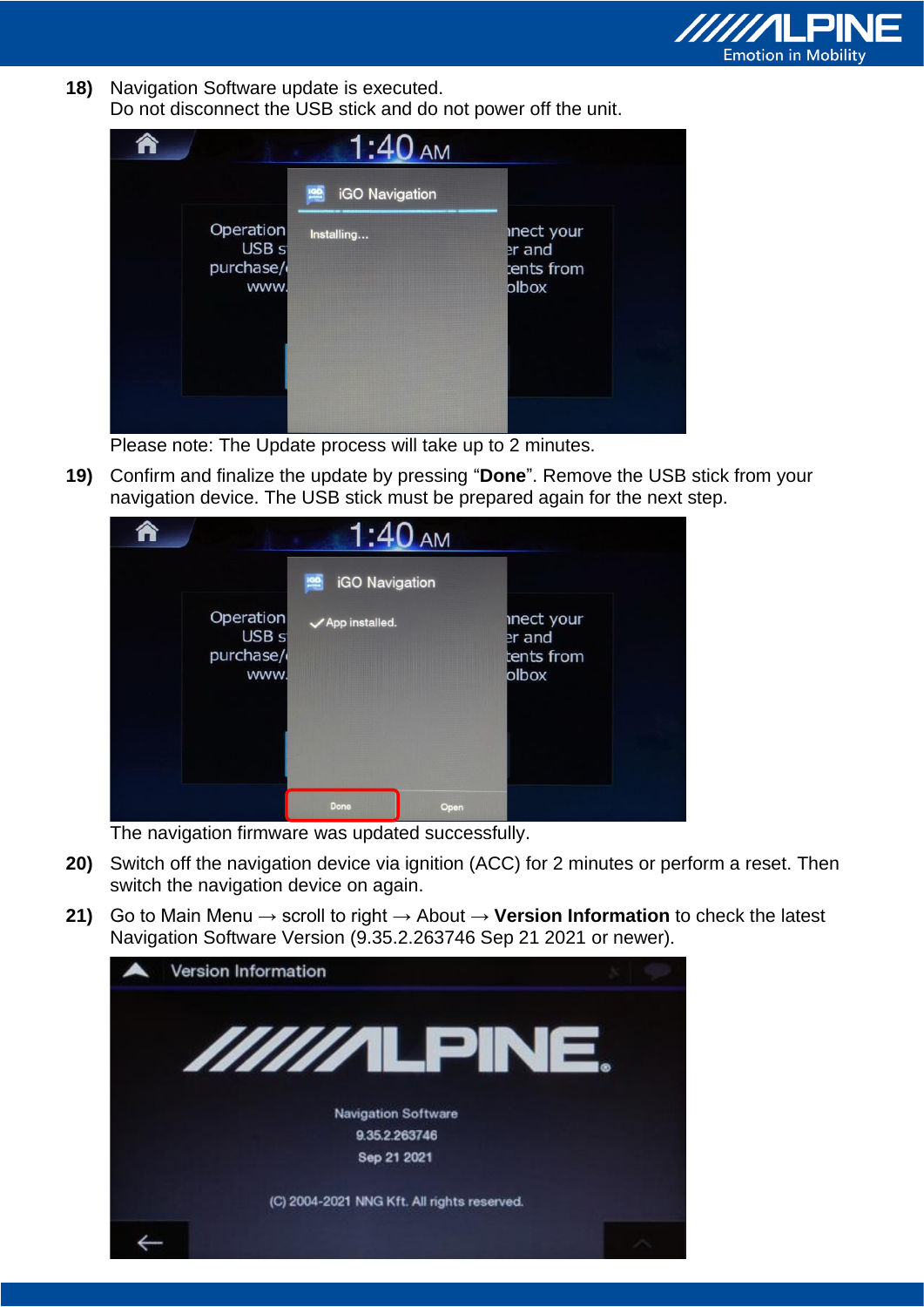18) Navigation Software update is executed.
Do not disconnect the USB stick and do not power off the unit.

Please note: The Update process will take up to 2 minutes.

19) Confirm and finalize the update by pressing "**Done**". Remove the USB stick from your navigation device. The USB stick must be prepared again for the next step.

The navigation firmware was updated successfully.

20) Switch off the navigation device via ignition (ACC) for 2 minutes or perform a reset. Then switch the navigation device on again.

21) Go to Main Menu → scroll to right → About → **Version Information** to check the latest Navigation Software Version (9.35.2.263746 Sep 21 2021 or newer).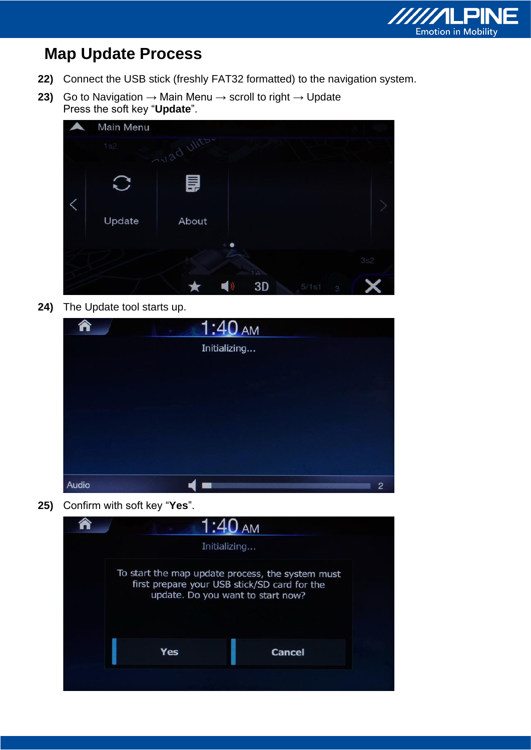# Map Update Process

**22)** Connect the USB stick (freshly FAT32 formatted) to the navigation system.

**23)** Go to Navigation → Main Menu → scroll to right → Update
Press the soft key “**Update**”.

**24)** The Update tool starts up.

**25)** Confirm with soft key “**Yes**”.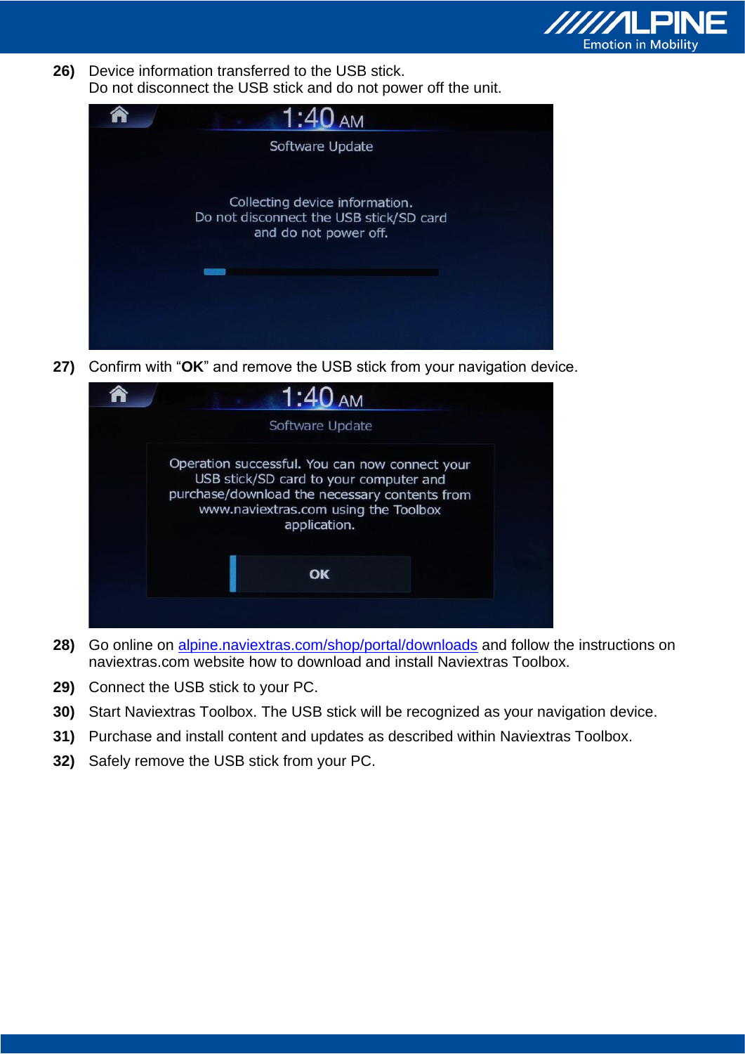26) Device information transferred to the USB stick.
Do not disconnect the USB stick and do not power off the unit.

27) Confirm with “**OK**” and remove the USB stick from your navigation device.

28) Go online on alpine.naviextras.com/shop/portal/downloads and follow the instructions on naviextras.com website how to download and install Naviextras Toolbox.

29) Connect the USB stick to your PC.

30) Start Naviextras Toolbox. The USB stick will be recognized as your navigation device.

31) Purchase and install content and updates as described within Naviextras Toolbox.

32) Safely remove the USB stick from your PC.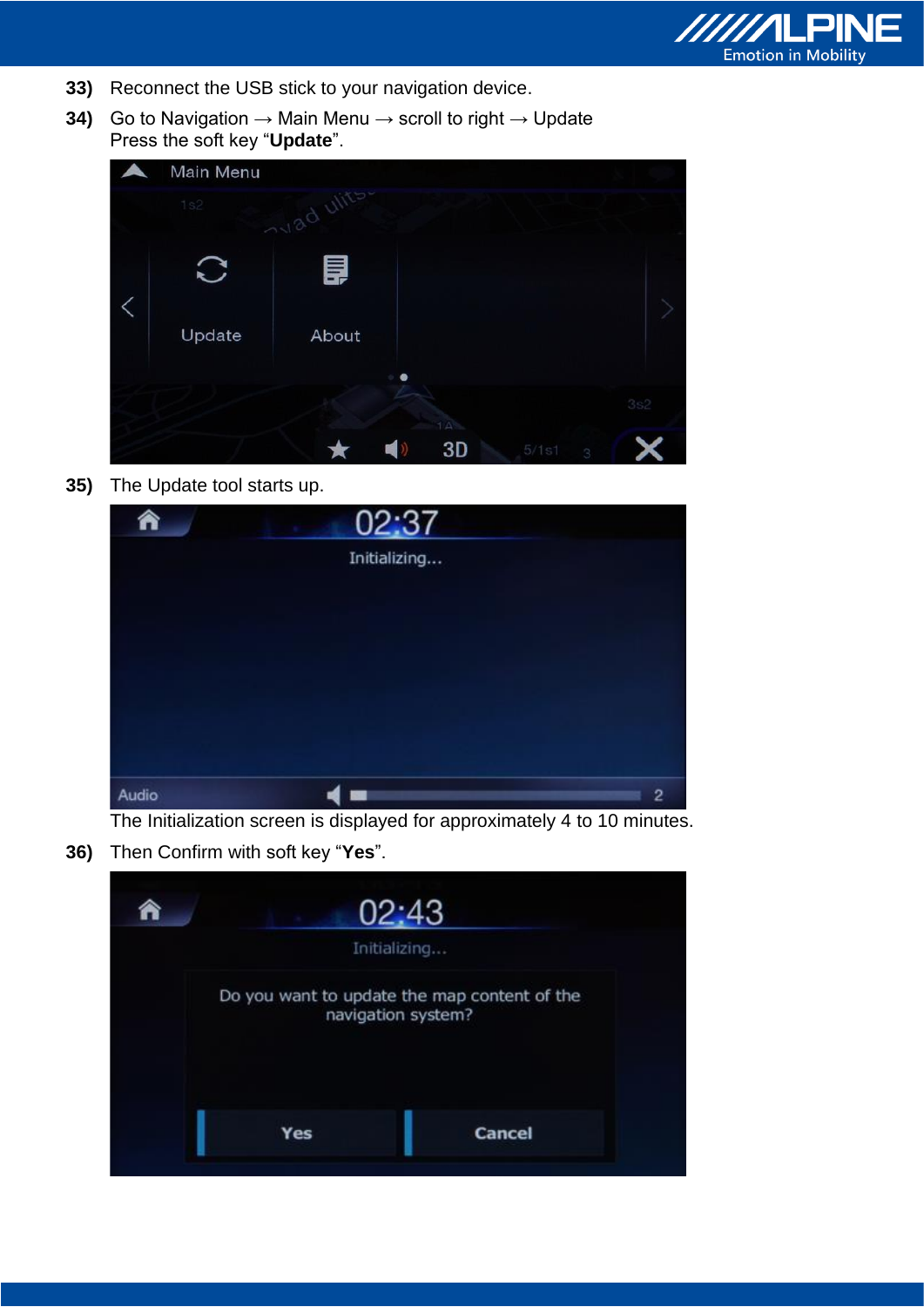**33)** Reconnect the USB stick to your navigation device.

**34)** Go to Navigation → Main Menu → scroll to right → Update
Press the soft key "**Update**".

**35)** The Update tool starts up.

The Initialization screen is displayed for approximately 4 to 10 minutes.

**36)** Then Confirm with soft key "**Yes**".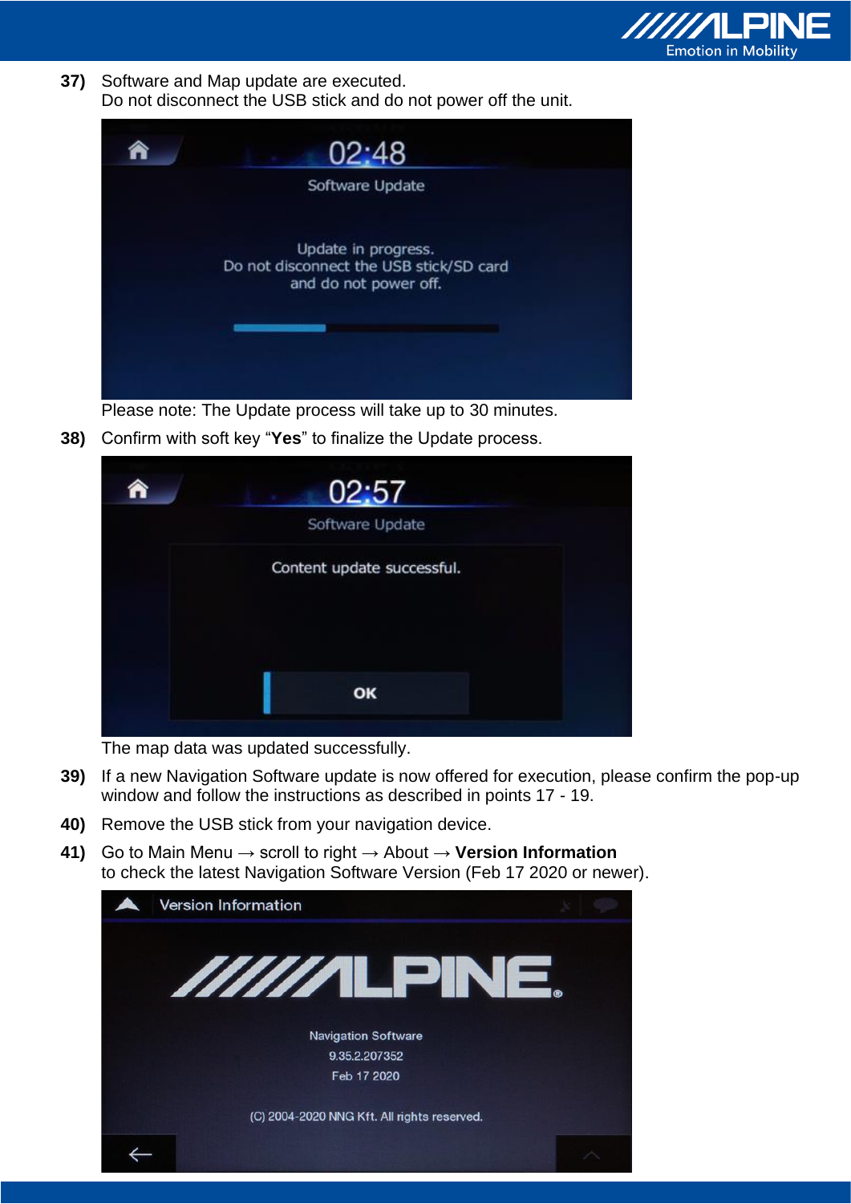37) Software and Map update are executed.
Do not disconnect the USB stick and do not power off the unit.

Please note: The Update process will take up to 30 minutes.

38) Confirm with soft key "**Yes**" to finalize the Update process.

The map data was updated successfully.

39) If a new Navigation Software update is now offered for execution, please confirm the pop-up window and follow the instructions as described in points 17 - 19.

40) Remove the USB stick from your navigation device.

41) Go to Main Menu → scroll to right → About → **Version Information**
to check the latest Navigation Software Version (Feb 17 2020 or newer).